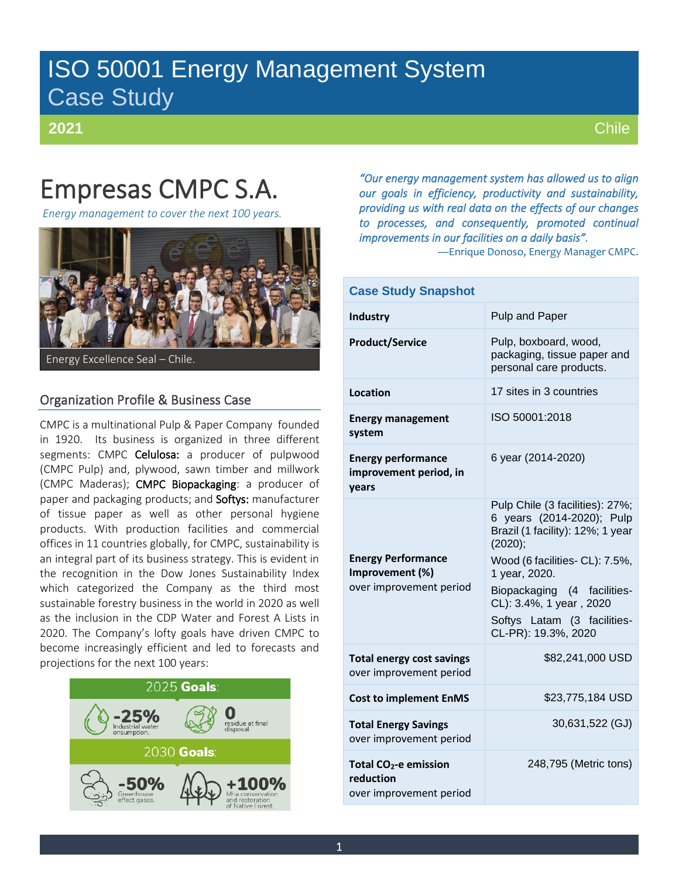# ISO 50001 Energy Management System Case Study

**2021** Chile

# Empresas CMPC S.A.

*Energy management to cover the next 100 years.*

Energy Excellence Seal – Chile.

*"Our energy management system has allowed us to align our goals in efficiency, productivity and sustainability, providing us with real data on the effects of our changes to processes, and consequently, promoted continual improvements in our facilities on a daily basis".*

—Enrique Donoso, Energy Manager CMPC.

## Organization Profile & Business Case

CMPC is a multinational Pulp & Paper Company founded in 1920. Its business is organized in three different segments: CMPC **Celulosa:** a producer of pulpwood (CMPC Pulp) and, plywood, sawn timber and millwork (CMPC Maderas); **CMPC Biopackaging**: a producer of paper and packaging products; and **Softys:** manufacturer of tissue paper as well as other personal hygiene products. With production facilities and commercial offices in 11 countries globally, for CMPC, sustainability is an integral part of its business strategy. This is evident in the recognition in the Dow Jones Sustainability Index which categorized the Company as the third most sustainable forestry business in the world in 2020 as well as the inclusion in the CDP Water and Forest A Lists in 2020. The Company's lofty goals have driven CMPC to become increasingly efficient and led to forecasts and projections for the next 100 years:

**2025 Goals:**
- -25% Industrial water consumption.
- 0 residue at final disposal.

**2030 Goals:**
- -50% Greenhouse effect gases.
- +100% Mha conservation and restoration of Native Forest.

### Case Study Snapshot

| | |
|---|---|
| **Industry** | Pulp and Paper |
| **Product/Service** | Pulp, boxboard, wood, packaging, tissue paper and personal care products. |
| **Location** | 17 sites in 3 countries |
| **Energy management system** | ISO 50001:2018 |
| **Energy performance improvement period, in years** | 6 year (2014-2020) |
| **Energy Performance Improvement (%)** over improvement period | Pulp Chile (3 facilities): 27%; 6 years (2014-2020); Pulp Brazil (1 facility): 12%; 1 year (2020); Wood (6 facilities- CL): 7.5%, 1 year, 2020. Biopackaging (4 facilities- CL): 3.4%, 1 year , 2020 Softys Latam (3 facilities- CL-PR): 19.3%, 2020 |
| **Total energy cost savings** over improvement period | \$82,241,000 USD |
| **Cost to implement EnMS** | \$23,775,184 USD |
| **Total Energy Savings** over improvement period | 30,631,522 (GJ) |
| **Total $CO_2$-e emission reduction** over improvement period | 248,795 (Metric tons) |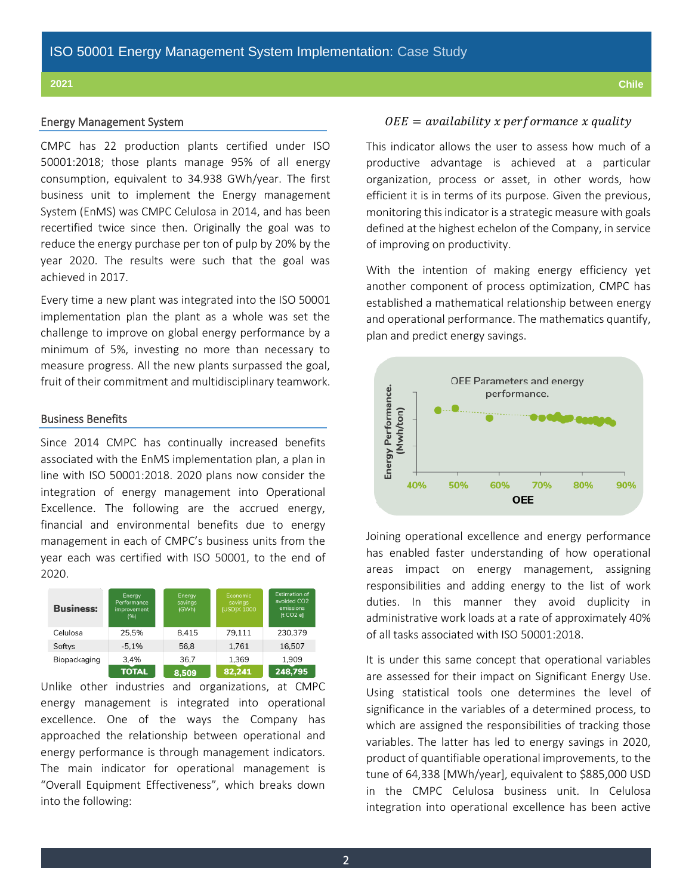## Energy Management System

CMPC has 22 production plants certified under ISO 50001:2018; those plants manage 95% of all energy consumption, equivalent to 34.938 GWh/year. The first business unit to implement the Energy management System (EnMS) was CMPC Celulosa in 2014, and has been recertified twice since then. Originally the goal was to reduce the energy purchase per ton of pulp by 20% by the year 2020. The results were such that the goal was achieved in 2017.

Every time a new plant was integrated into the ISO 50001 implementation plan the plant as a whole was set the challenge to improve on global energy performance by a minimum of 5%, investing no more than necessary to measure progress. All the new plants surpassed the goal, fruit of their commitment and multidisciplinary teamwork.

## Business Benefits

Since 2014 CMPC has continually increased benefits associated with the EnMS implementation plan, a plan in line with ISO 50001:2018. 2020 plans now consider the integration of energy management into Operational Excellence. The following are the accrued energy, financial and environmental benefits due to energy management in each of CMPC's business units from the year each was certified with ISO 50001, to the end of 2020.

| Business: | Energy Performance improvement (%) | Energy savings (GWh) | Economic savings (USD)X 1000 | Estimation of avoided CO2 emissions [t CO2 e] |
|---|---|---|---|---|
| Celulosa | 25,5% | 8,415 | 79,111 | 230,379 |
| Softys | -5,1% | 56,8 | 1,761 | 16,507 |
| Biopackaging | 3,4% | 36,7 | 1,369 | 1,909 |
| | TOTAL | 8,509 | 82,241 | 248,795 |

Unlike other industries and organizations, at CMPC energy management is integrated into operational excellence. One of the ways the Company has approached the relationship between operational and energy performance is through management indicators. The main indicator for operational management is "Overall Equipment Effectiveness", which breaks down into the following:

$$OEE = availability \ x \ performance \ x \ quality$$

This indicator allows the user to assess how much of a productive advantage is achieved at a particular organization, process or asset, in other words, how efficient it is in terms of its purpose. Given the previous, monitoring this indicator is a strategic measure with goals defined at the highest echelon of the Company, in service of improving on productivity.

With the intention of making energy efficiency yet another component of process optimization, CMPC has established a mathematical relationship between energy and operational performance. The mathematics quantify, plan and predict energy savings.

Joining operational excellence and energy performance has enabled faster understanding of how operational areas impact on energy management, assigning responsibilities and adding energy to the list of work duties. In this manner they avoid duplicity in administrative work loads at a rate of approximately 40% of all tasks associated with ISO 50001:2018.

It is under this same concept that operational variables are assessed for their impact on Significant Energy Use. Using statistical tools one determines the level of significance in the variables of a determined process, to which are assigned the responsibilities of tracking those variables. The latter has led to energy savings in 2020, product of quantifiable operational improvements, to the tune of 64,338 [MWh/year], equivalent to $885,000 USD in the CMPC Celulosa business unit. In Celulosa integration into operational excellence has been active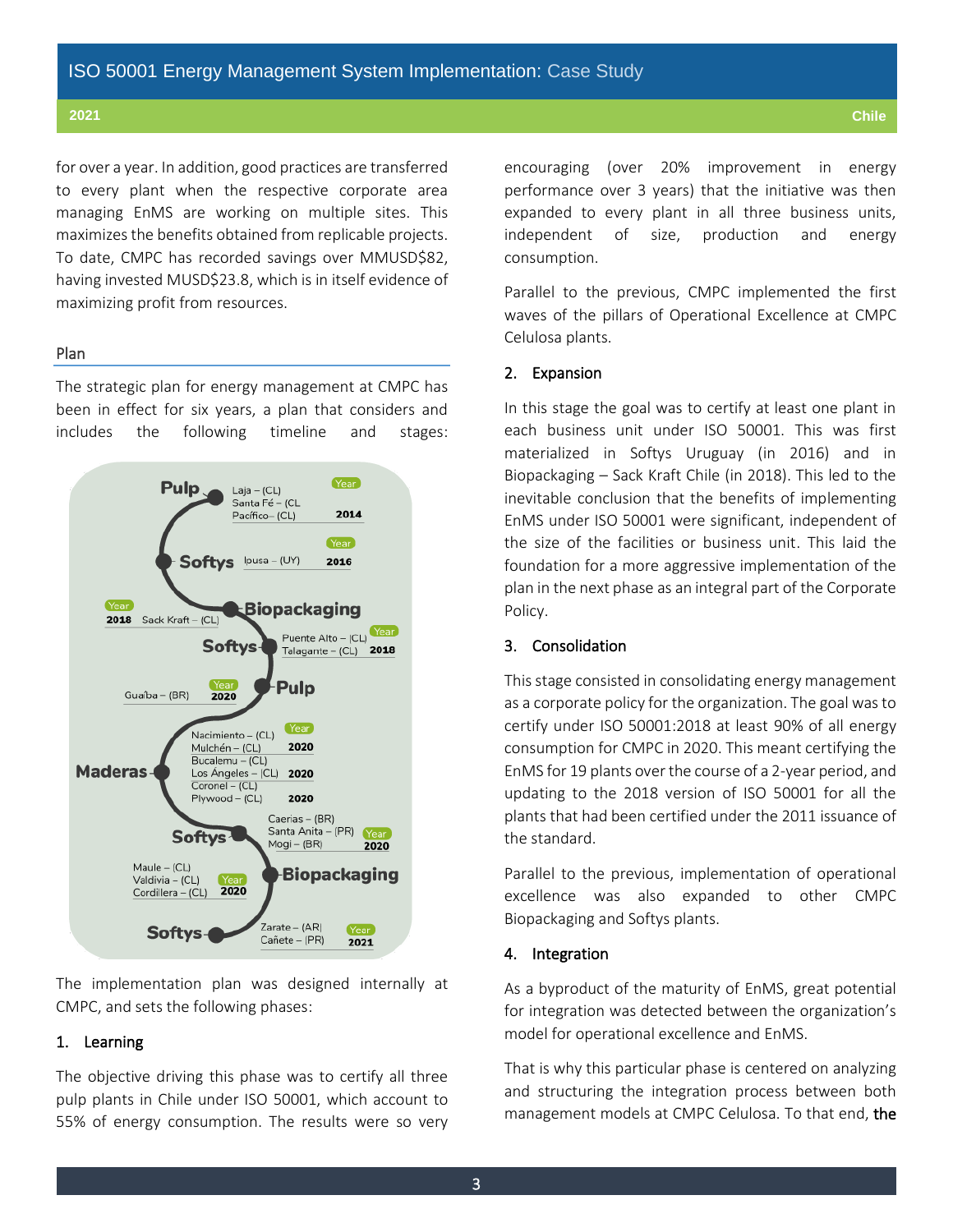for over a year. In addition, good practices are transferred to every plant when the respective corporate area managing EnMS are working on multiple sites. This maximizes the benefits obtained from replicable projects. To date, CMPC has recorded savings over MMUSD$82, having invested MUSD$23.8, which is in itself evidence of maximizing profit from resources.

## Plan

The strategic plan for energy management at CMPC has been in effect for six years, a plan that considers and includes the following timeline and stages:

| Business unit | Plants | Year |
|---|---|---|
| Pulp | Laja – (CL), Santa Fé – (CL), Pacífico – (CL) | 2014 |
| Softys | Ipusa – (UY) | 2016 |
| Biopackaging | Sack Kraft – (CL) | 2018 |
| Softys | Puente Alto – (CL), Talagante – (CL) | 2018 |
| Pulp | Guaíba – (BR) | 2020 |
| Maderas | Nacimiento – (CL), Mulchén – (CL), Bucalemu – (CL), Los Ángeles – (CL), Coronel – (CL), Plywood – (CL) | 2020 |
| Softys | Caerias – (BR), Santa Anita – (PR), Mogi – (BR) | 2020 |
| Biopackaging | Maule – (CL), Valdivia – (CL), Cordillera – (CL) | 2020 |
| Softys | Zarate – (AR), Cañete – (PR) | 2021 |

The implementation plan was designed internally at CMPC, and sets the following phases:

### 1. Learning

The objective driving this phase was to certify all three pulp plants in Chile under ISO 50001, which account to 55% of energy consumption. The results were so very encouraging (over 20% improvement in energy performance over 3 years) that the initiative was then expanded to every plant in all three business units, independent of size, production and energy consumption.

Parallel to the previous, CMPC implemented the first waves of the pillars of Operational Excellence at CMPC Celulosa plants.

### 2. Expansion

In this stage the goal was to certify at least one plant in each business unit under ISO 50001. This was first materialized in Softys Uruguay (in 2016) and in Biopackaging – Sack Kraft Chile (in 2018). This led to the inevitable conclusion that the benefits of implementing EnMS under ISO 50001 were significant, independent of the size of the facilities or business unit. This laid the foundation for a more aggressive implementation of the plan in the next phase as an integral part of the Corporate Policy.

### 3. Consolidation

This stage consisted in consolidating energy management as a corporate policy for the organization. The goal was to certify under ISO 50001:2018 at least 90% of all energy consumption for CMPC in 2020. This meant certifying the EnMS for 19 plants over the course of a 2-year period, and updating to the 2018 version of ISO 50001 for all the plants that had been certified under the 2011 issuance of the standard.

Parallel to the previous, implementation of operational excellence was also expanded to other CMPC Biopackaging and Softys plants.

### 4. Integration

As a byproduct of the maturity of EnMS, great potential for integration was detected between the organization's model for operational excellence and EnMS.

That is why this particular phase is centered on analyzing and structuring the integration process between both management models at CMPC Celulosa. To that end, **the**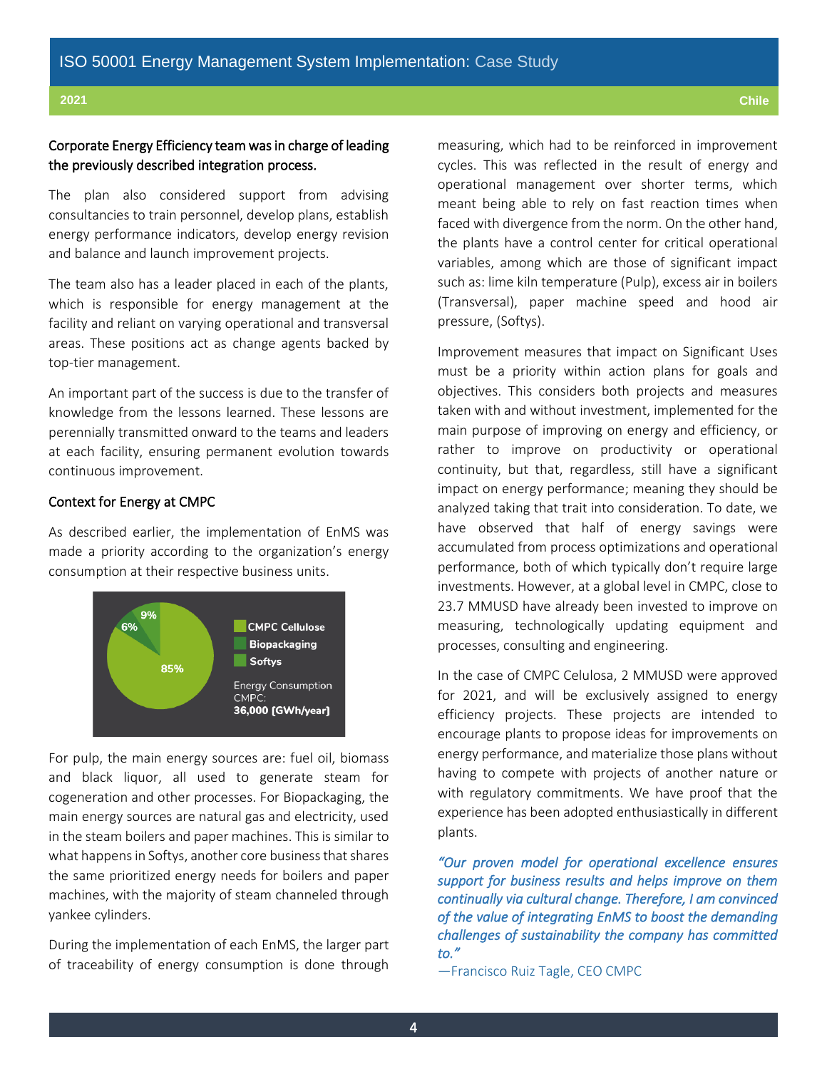Corporate Energy Efficiency team was in charge of leading the previously described integration process.

The plan also considered support from advising consultancies to train personnel, develop plans, establish energy performance indicators, develop energy revision and balance and launch improvement projects.

The team also has a leader placed in each of the plants, which is responsible for energy management at the facility and reliant on varying operational and transversal areas. These positions act as change agents backed by top-tier management.

An important part of the success is due to the transfer of knowledge from the lessons learned. These lessons are perennially transmitted onward to the teams and leaders at each facility, ensuring permanent evolution towards continuous improvement.

## Context for Energy at CMPC

As described earlier, the implementation of EnMS was made a priority according to the organization's energy consumption at their respective business units.

| Business unit | Share |
|---|---|
| CMPC Cellulose | 85% |
| Biopackaging | 9% |
| Softys | 6% |

Energy Consumption CMPC: **36,000 [GWh/year]**

For pulp, the main energy sources are: fuel oil, biomass and black liquor, all used to generate steam for cogeneration and other processes. For Biopackaging, the main energy sources are natural gas and electricity, used in the steam boilers and paper machines. This is similar to what happens in Softys, another core business that shares the same prioritized energy needs for boilers and paper machines, with the majority of steam channeled through yankee cylinders.

During the implementation of each EnMS, the larger part of traceability of energy consumption is done through measuring, which had to be reinforced in improvement cycles. This was reflected in the result of energy and operational management over shorter terms, which meant being able to rely on fast reaction times when faced with divergence from the norm. On the other hand, the plants have a control center for critical operational variables, among which are those of significant impact such as: lime kiln temperature (Pulp), excess air in boilers (Transversal), paper machine speed and hood air pressure, (Softys).

Improvement measures that impact on Significant Uses must be a priority within action plans for goals and objectives. This considers both projects and measures taken with and without investment, implemented for the main purpose of improving on energy and efficiency, or rather to improve on productivity or operational continuity, but that, regardless, still have a significant impact on energy performance; meaning they should be analyzed taking that trait into consideration. To date, we have observed that half of energy savings were accumulated from process optimizations and operational performance, both of which typically don't require large investments. However, at a global level in CMPC, close to 23.7 MMUSD have already been invested to improve on measuring, technologically updating equipment and processes, consulting and engineering.

In the case of CMPC Celulosa, 2 MMUSD were approved for 2021, and will be exclusively assigned to energy efficiency projects. These projects are intended to encourage plants to propose ideas for improvements on energy performance, and materialize those plans without having to compete with projects of another nature or with regulatory commitments. We have proof that the experience has been adopted enthusiastically in different plants.

*"Our proven model for operational excellence ensures support for business results and helps improve on them continually via cultural change. Therefore, I am convinced of the value of integrating EnMS to boost the demanding challenges of sustainability the company has committed to."*

—Francisco Ruiz Tagle, CEO CMPC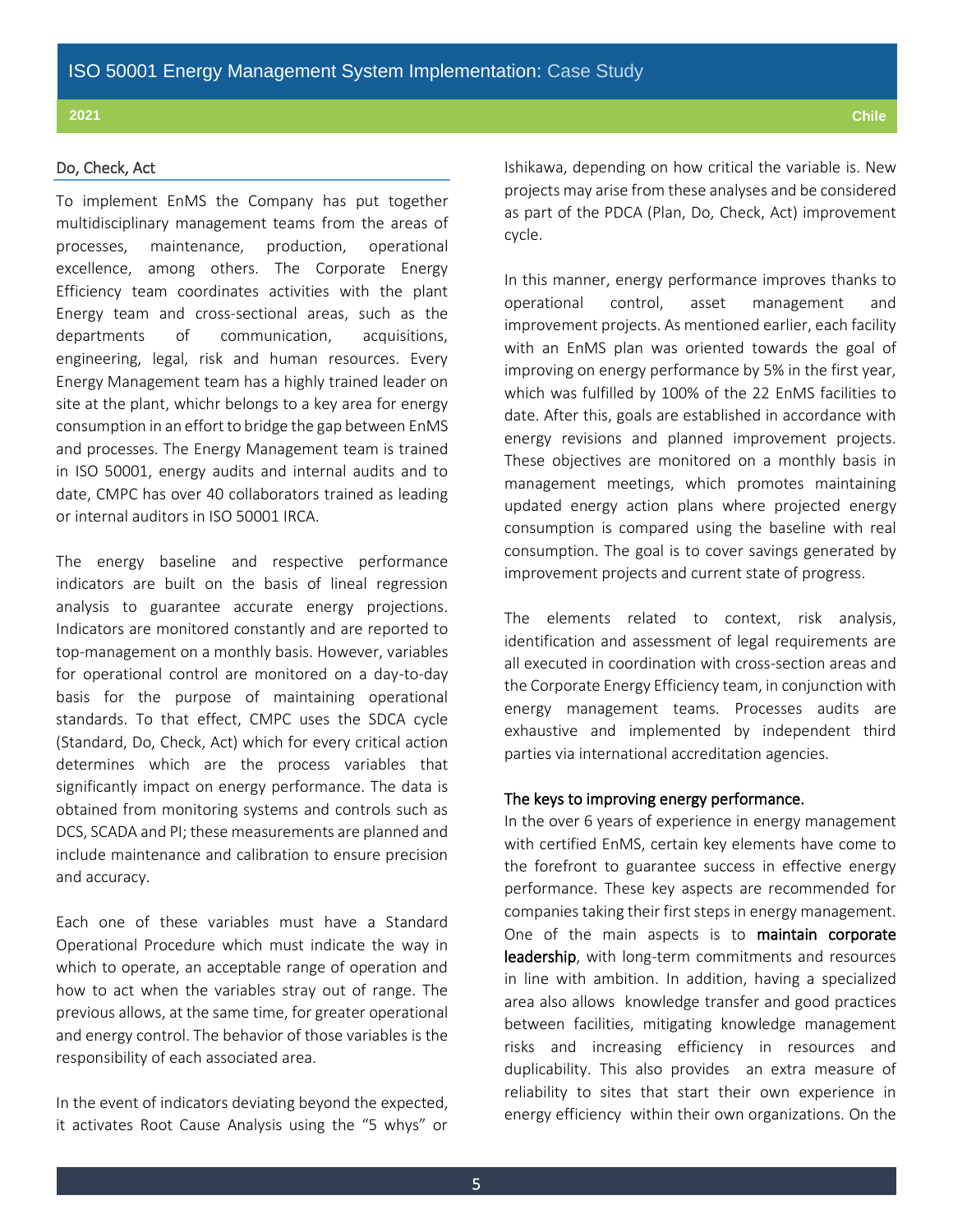## Do, Check, Act

To implement EnMS the Company has put together multidisciplinary management teams from the areas of processes, maintenance, production, operational excellence, among others. The Corporate Energy Efficiency team coordinates activities with the plant Energy team and cross-sectional areas, such as the departments of communication, acquisitions, engineering, legal, risk and human resources. Every Energy Management team has a highly trained leader on site at the plant, whichr belongs to a key area for energy consumption in an effort to bridge the gap between EnMS and processes. The Energy Management team is trained in ISO 50001, energy audits and internal audits and to date, CMPC has over 40 collaborators trained as leading or internal auditors in ISO 50001 IRCA.

The energy baseline and respective performance indicators are built on the basis of lineal regression analysis to guarantee accurate energy projections. Indicators are monitored constantly and are reported to top-management on a monthly basis. However, variables for operational control are monitored on a day-to-day basis for the purpose of maintaining operational standards. To that effect, CMPC uses the SDCA cycle (Standard, Do, Check, Act) which for every critical action determines which are the process variables that significantly impact on energy performance. The data is obtained from monitoring systems and controls such as DCS, SCADA and PI; these measurements are planned and include maintenance and calibration to ensure precision and accuracy.

Each one of these variables must have a Standard Operational Procedure which must indicate the way in which to operate, an acceptable range of operation and how to act when the variables stray out of range. The previous allows, at the same time, for greater operational and energy control. The behavior of those variables is the responsibility of each associated area.

In the event of indicators deviating beyond the expected, it activates Root Cause Analysis using the "5 whys" or Ishikawa, depending on how critical the variable is. New projects may arise from these analyses and be considered as part of the PDCA (Plan, Do, Check, Act) improvement cycle.

In this manner, energy performance improves thanks to operational control, asset management and improvement projects. As mentioned earlier, each facility with an EnMS plan was oriented towards the goal of improving on energy performance by 5% in the first year, which was fulfilled by 100% of the 22 EnMS facilities to date. After this, goals are established in accordance with energy revisions and planned improvement projects. These objectives are monitored on a monthly basis in management meetings, which promotes maintaining updated energy action plans where projected energy consumption is compared using the baseline with real consumption. The goal is to cover savings generated by improvement projects and current state of progress.

The elements related to context, risk analysis, identification and assessment of legal requirements are all executed in coordination with cross-section areas and the Corporate Energy Efficiency team, in conjunction with energy management teams. Processes audits are exhaustive and implemented by independent third parties via international accreditation agencies.

## The keys to improving energy performance.

In the over 6 years of experience in energy management with certified EnMS, certain key elements have come to the forefront to guarantee success in effective energy performance. These key aspects are recommended for companies taking their first steps in energy management. One of the main aspects is to **maintain corporate leadership**, with long-term commitments and resources in line with ambition. In addition, having a specialized area also allows knowledge transfer and good practices between facilities, mitigating knowledge management risks and increasing efficiency in resources and duplicability. This also provides an extra measure of reliability to sites that start their own experience in energy efficiency within their own organizations. On the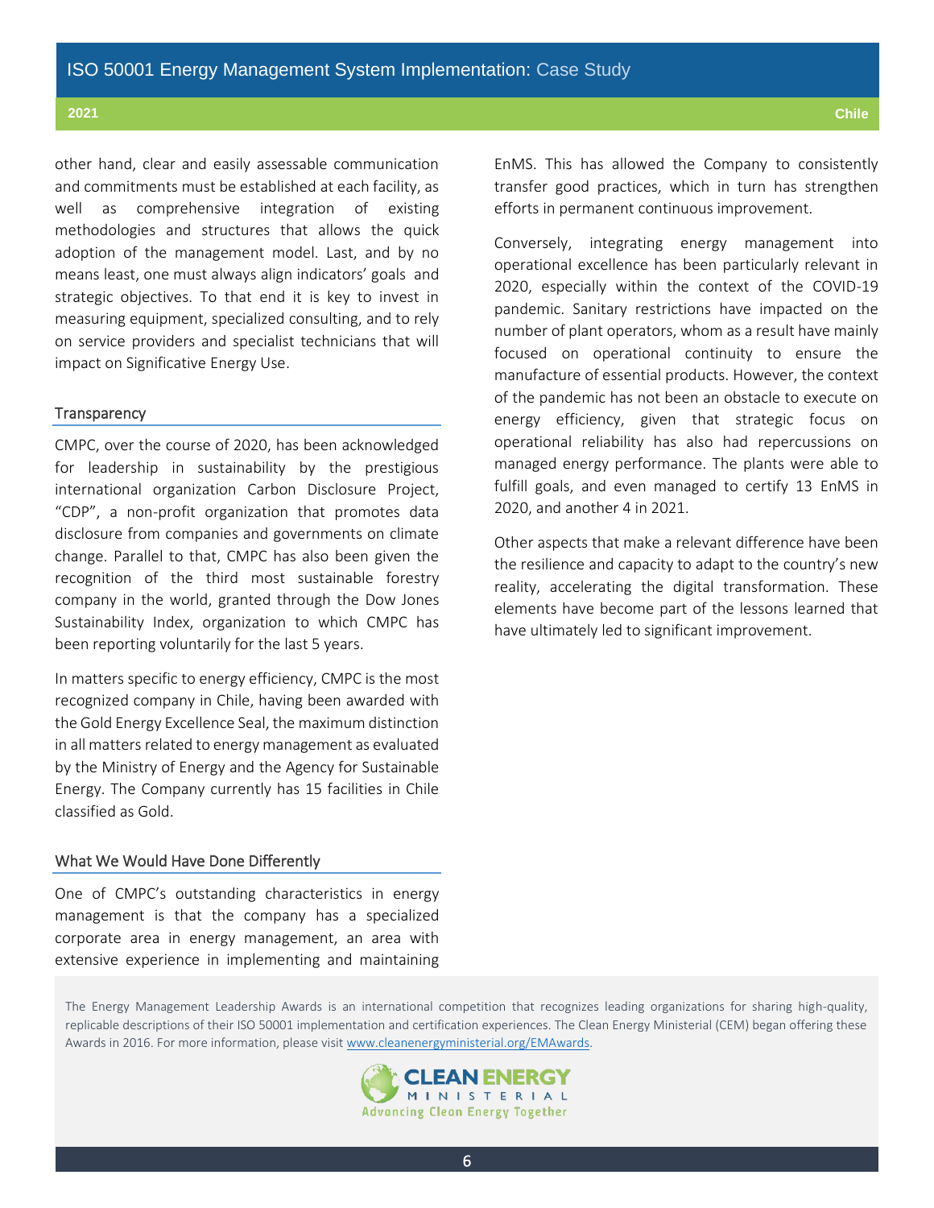other hand, clear and easily assessable communication and commitments must be established at each facility, as well as comprehensive integration of existing methodologies and structures that allows the quick adoption of the management model. Last, and by no means least, one must always align indicators' goals and strategic objectives. To that end it is key to invest in measuring equipment, specialized consulting, and to rely on service providers and specialist technicians that will impact on Significative Energy Use.

## Transparency

CMPC, over the course of 2020, has been acknowledged for leadership in sustainability by the prestigious international organization Carbon Disclosure Project, "CDP", a non-profit organization that promotes data disclosure from companies and governments on climate change. Parallel to that, CMPC has also been given the recognition of the third most sustainable forestry company in the world, granted through the Dow Jones Sustainability Index, organization to which CMPC has been reporting voluntarily for the last 5 years.

In matters specific to energy efficiency, CMPC is the most recognized company in Chile, having been awarded with the Gold Energy Excellence Seal, the maximum distinction in all matters related to energy management as evaluated by the Ministry of Energy and the Agency for Sustainable Energy. The Company currently has 15 facilities in Chile classified as Gold.

## What We Would Have Done Differently

One of CMPC's outstanding characteristics in energy management is that the company has a specialized corporate area in energy management, an area with extensive experience in implementing and maintaining EnMS. This has allowed the Company to consistently transfer good practices, which in turn has strengthen efforts in permanent continuous improvement.

Conversely, integrating energy management into operational excellence has been particularly relevant in 2020, especially within the context of the COVID-19 pandemic. Sanitary restrictions have impacted on the number of plant operators, whom as a result have mainly focused on operational continuity to ensure the manufacture of essential products. However, the context of the pandemic has not been an obstacle to execute on energy efficiency, given that strategic focus on operational reliability has also had repercussions on managed energy performance. The plants were able to fulfill goals, and even managed to certify 13 EnMS in 2020, and another 4 in 2021.

Other aspects that make a relevant difference have been the resilience and capacity to adapt to the country's new reality, accelerating the digital transformation. These elements have become part of the lessons learned that have ultimately led to significant improvement.

The Energy Management Leadership Awards is an international competition that recognizes leading organizations for sharing high-quality, replicable descriptions of their ISO 50001 implementation and certification experiences. The Clean Energy Ministerial (CEM) began offering these Awards in 2016. For more information, please visit [www.cleanenergyministerial.org/EMAwards](http://www.cleanenergyministerial.org/EMAwards).